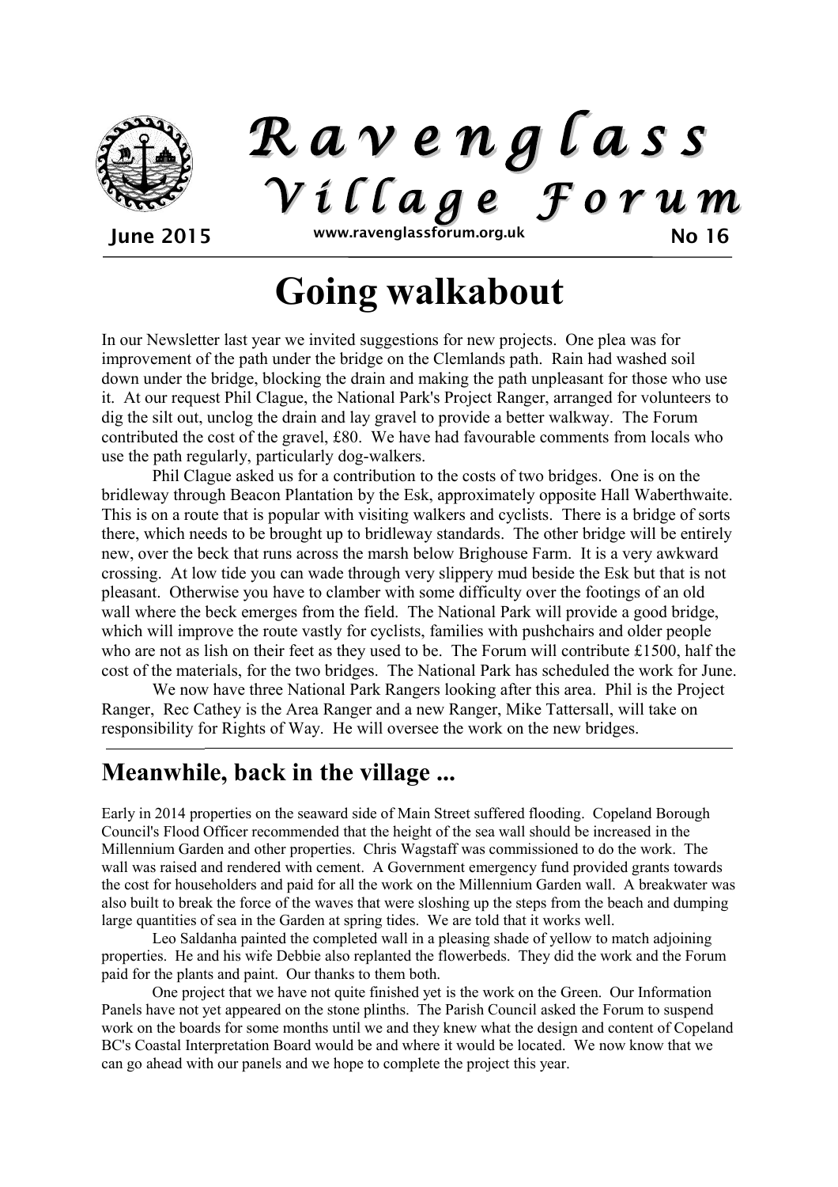# Ravenglass Village Forum

June 2015 www.ravenglassforum.org.uk No 16

# Going walkabout

In our Newsletter last year we invited suggestions for new projects. One plea was for improvement of the path under the bridge on the Clemlands path. Rain had washed soil down under the bridge, blocking the drain and making the path unpleasant for those who use it. At our request Phil Clague, the National Park's Project Ranger, arranged for volunteers to dig the silt out, unclog the drain and lay gravel to provide a better walkway. The Forum contributed the cost of the gravel, £80. We have had favourable comments from locals who use the path regularly, particularly dog-walkers.

Phil Clague asked us for a contribution to the costs of two bridges. One is on the bridleway through Beacon Plantation by the Esk, approximately opposite Hall Waberthwaite. This is on a route that is popular with visiting walkers and cyclists. There is a bridge of sorts there, which needs to be brought up to bridleway standards. The other bridge will be entirely new, over the beck that runs across the marsh below Brighouse Farm. It is a very awkward crossing. At low tide you can wade through very slippery mud beside the Esk but that is not pleasant. Otherwise you have to clamber with some difficulty over the footings of an old wall where the beck emerges from the field. The National Park will provide a good bridge, which will improve the route vastly for cyclists, families with pushchairs and older people who are not as lish on their feet as they used to be. The Forum will contribute £1500, half the cost of the materials, for the two bridges. The National Park has scheduled the work for June.

We now have three National Park Rangers looking after this area. Phil is the Project Ranger, Rec Cathey is the Area Ranger and a new Ranger, Mike Tattersall, will take on responsibility for Rights of Way. He will oversee the work on the new bridges.

## Meanwhile, back in the village ...

Early in 2014 properties on the seaward side of Main Street suffered flooding. Copeland Borough Council's Flood Officer recommended that the height of the sea wall should be increased in the Millennium Garden and other properties. Chris Wagstaff was commissioned to do the work. The wall was raised and rendered with cement. A Government emergency fund provided grants towards the cost for householders and paid for all the work on the Millennium Garden wall. A breakwater was also built to break the force of the waves that were sloshing up the steps from the beach and dumping large quantities of sea in the Garden at spring tides. We are told that it works well.

Leo Saldanha painted the completed wall in a pleasing shade of yellow to match adjoining properties. He and his wife Debbie also replanted the flowerbeds. They did the work and the Forum paid for the plants and paint. Our thanks to them both.

One project that we have not quite finished yet is the work on the Green. Our Information Panels have not yet appeared on the stone plinths. The Parish Council asked the Forum to suspend work on the boards for some months until we and they knew what the design and content of Copeland BC's Coastal Interpretation Board would be and where it would be located. We now know that we can go ahead with our panels and we hope to complete the project this year.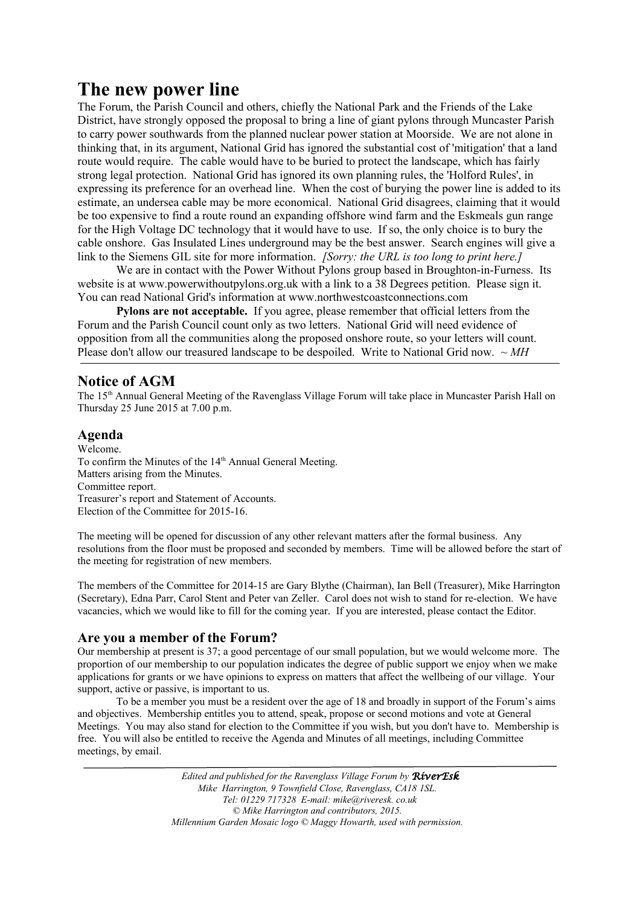# The new power line

The Forum, the Parish Council and others, chiefly the National Park and the Friends of the Lake District, have strongly opposed the proposal to bring a line of giant pylons through Muncaster Parish to carry power southwards from the planned nuclear power station at Moorside. We are not alone in thinking that, in its argument, National Grid has ignored the substantial cost of 'mitigation' that a land route would require. The cable would have to be buried to protect the landscape, which has fairly strong legal protection. National Grid has ignored its own planning rules, the 'Holford Rules', in expressing its preference for an overhead line. When the cost of burying the power line is added to its estimate, an undersea cable may be more economical. National Grid disagrees, claiming that it would be too expensive to find a route round an expanding offshore wind farm and the Eskmeals gun range for the High Voltage DC technology that it would have to use. If so, the only choice is to bury the cable onshore. Gas Insulated Lines underground may be the best answer. Search engines will give a link to the Siemens GIL site for more information. *[Sorry: the URL is too long to print here.]*

We are in contact with the Power Without Pylons group based in Broughton-in-Furness. Its website is at www.powerwithoutpylons.org.uk with a link to a 38 Degrees petition. Please sign it. You can read National Grid's information at www.northwestcoastconnections.com

**Pylons are not acceptable.** If you agree, please remember that official letters from the Forum and the Parish Council count only as two letters. National Grid will need evidence of opposition from all the communities along the proposed onshore route, so your letters will count. Please don't allow our treasured landscape to be despoiled. Write to National Grid now. *~ MH*

---

## Notice of AGM

The 15th Annual General Meeting of the Ravenglass Village Forum will take place in Muncaster Parish Hall on Thursday 25 June 2015 at 7.00 p.m.

## Agenda

Welcome.
To confirm the Minutes of the 14th Annual General Meeting.
Matters arising from the Minutes.
Committee report.
Treasurer’s report and Statement of Accounts.
Election of the Committee for 2015-16.

The meeting will be opened for discussion of any other relevant matters after the formal business. Any resolutions from the floor must be proposed and seconded by members. Time will be allowed before the start of the meeting for registration of new members.

The members of the Committee for 2014-15 are Gary Blythe (Chairman), Ian Bell (Treasurer), Mike Harrington (Secretary), Edna Parr, Carol Stent and Peter van Zeller. Carol does not wish to stand for re-election. We have vacancies, which we would like to fill for the coming year. If you are interested, please contact the Editor.

## Are you a member of the Forum?

Our membership at present is 37; a good percentage of our small population, but we would welcome more. The proportion of our membership to our population indicates the degree of public support we enjoy when we make applications for grants or we have opinions to express on matters that affect the wellbeing of our village. Your support, active or passive, is important to us.

To be a member you must be a resident over the age of 18 and broadly in support of the Forum’s aims and objectives. Membership entitles you to attend, speak, propose or second motions and vote at General Meetings. You may also stand for election to the Committee if you wish, but you don't have to. Membership is free. You will also be entitled to receive the Agenda and Minutes of all meetings, including Committee meetings, by email.

---

*Edited and published for the Ravenglass Village Forum by **RiverEsk***
*Mike Harrington, 9 Townfield Close, Ravenglass, CA18 1SL.*
*Tel: 01229 717328 E-mail: mike@riveresk. co.uk*
*© Mike Harrington and contributors, 2015.*
*Millennium Garden Mosaic logo © Maggy Howarth, used with permission.*